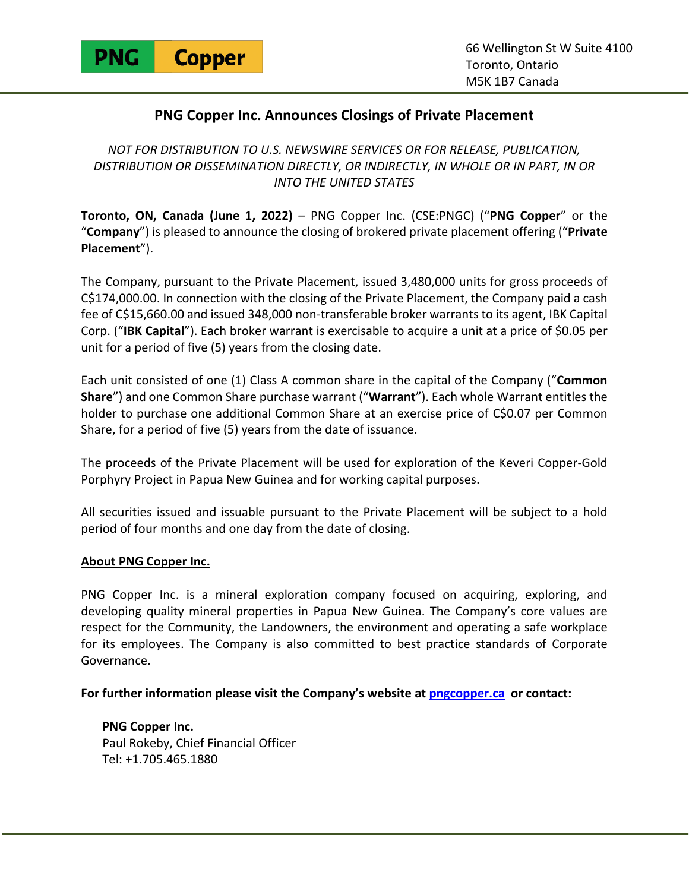PNG Copper

66 Wellington St W Suite 4100
Toronto, Ontario
M5K 1B7 Canada

# PNG Copper Inc. Announces Closings of Private Placement

*NOT FOR DISTRIBUTION TO U.S. NEWSWIRE SERVICES OR FOR RELEASE, PUBLICATION, DISTRIBUTION OR DISSEMINATION DIRECTLY, OR INDIRECTLY, IN WHOLE OR IN PART, IN OR INTO THE UNITED STATES*

**Toronto, ON, Canada (June 1, 2022)** – PNG Copper Inc. (CSE:PNGC) ("**PNG Copper**" or the "**Company**") is pleased to announce the closing of brokered private placement offering ("**Private Placement**").

The Company, pursuant to the Private Placement, issued 3,480,000 units for gross proceeds of C$174,000.00. In connection with the closing of the Private Placement, the Company paid a cash fee of C$15,660.00 and issued 348,000 non-transferable broker warrants to its agent, IBK Capital Corp. ("**IBK Capital**"). Each broker warrant is exercisable to acquire a unit at a price of $0.05 per unit for a period of five (5) years from the closing date.

Each unit consisted of one (1) Class A common share in the capital of the Company ("**Common Share**") and one Common Share purchase warrant ("**Warrant**"). Each whole Warrant entitles the holder to purchase one additional Common Share at an exercise price of C$0.07 per Common Share, for a period of five (5) years from the date of issuance.

The proceeds of the Private Placement will be used for exploration of the Keveri Copper-Gold Porphyry Project in Papua New Guinea and for working capital purposes.

All securities issued and issuable pursuant to the Private Placement will be subject to a hold period of four months and one day from the date of closing.

## About PNG Copper Inc.

PNG Copper Inc. is a mineral exploration company focused on acquiring, exploring, and developing quality mineral properties in Papua New Guinea. The Company's core values are respect for the Community, the Landowners, the environment and operating a safe workplace for its employees. The Company is also committed to best practice standards of Corporate Governance.

**For further information please visit the Company's website at [pngcopper.ca](pngcopper.ca) or contact:**

**PNG Copper Inc.**
Paul Rokeby, Chief Financial Officer
Tel: +1.705.465.1880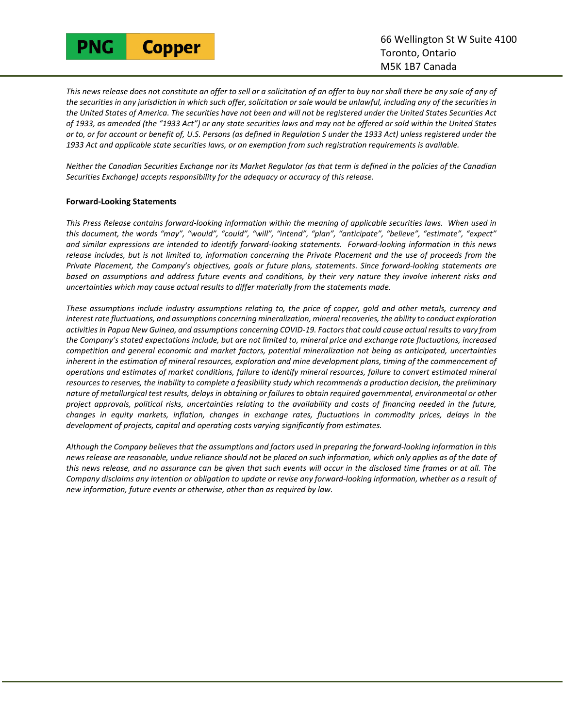*This news release does not constitute an offer to sell or a solicitation of an offer to buy nor shall there be any sale of any of the securities in any jurisdiction in which such offer, solicitation or sale would be unlawful, including any of the securities in the United States of America. The securities have not been and will not be registered under the United States Securities Act of 1933, as amended (the "1933 Act") or any state securities laws and may not be offered or sold within the United States or to, or for account or benefit of, U.S. Persons (as defined in Regulation S under the 1933 Act) unless registered under the 1933 Act and applicable state securities laws, or an exemption from such registration requirements is available.*

*Neither the Canadian Securities Exchange nor its Market Regulator (as that term is defined in the policies of the Canadian Securities Exchange) accepts responsibility for the adequacy or accuracy of this release.*

**Forward-Looking Statements**

*This Press Release contains forward-looking information within the meaning of applicable securities laws. When used in this document, the words "may", "would", "could", "will", "intend", "plan", "anticipate", "believe", "estimate", "expect" and similar expressions are intended to identify forward-looking statements. Forward-looking information in this news release includes, but is not limited to, information concerning the Private Placement and the use of proceeds from the Private Placement, the Company's objectives, goals or future plans, statements. Since forward-looking statements are based on assumptions and address future events and conditions, by their very nature they involve inherent risks and uncertainties which may cause actual results to differ materially from the statements made.*

*These assumptions include industry assumptions relating to, the price of copper, gold and other metals, currency and interest rate fluctuations, and assumptions concerning mineralization, mineral recoveries, the ability to conduct exploration activities in Papua New Guinea, and assumptions concerning COVID-19. Factors that could cause actual results to vary from the Company's stated expectations include, but are not limited to, mineral price and exchange rate fluctuations, increased competition and general economic and market factors, potential mineralization not being as anticipated, uncertainties inherent in the estimation of mineral resources, exploration and mine development plans, timing of the commencement of operations and estimates of market conditions, failure to identify mineral resources, failure to convert estimated mineral resources to reserves, the inability to complete a feasibility study which recommends a production decision, the preliminary nature of metallurgical test results, delays in obtaining or failures to obtain required governmental, environmental or other project approvals, political risks, uncertainties relating to the availability and costs of financing needed in the future, changes in equity markets, inflation, changes in exchange rates, fluctuations in commodity prices, delays in the development of projects, capital and operating costs varying significantly from estimates.*

*Although the Company believes that the assumptions and factors used in preparing the forward-looking information in this news release are reasonable, undue reliance should not be placed on such information, which only applies as of the date of this news release, and no assurance can be given that such events will occur in the disclosed time frames or at all. The Company disclaims any intention or obligation to update or revise any forward-looking information, whether as a result of new information, future events or otherwise, other than as required by law.*